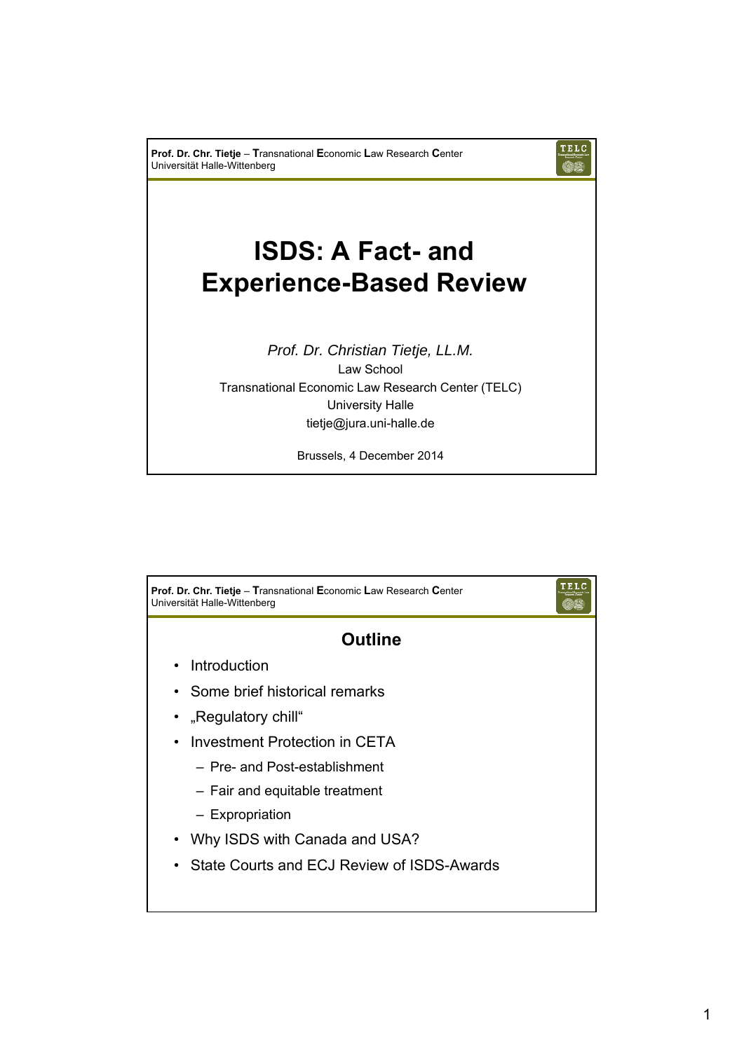# ISDS: A Fact- and Experience-Based Review

*Prof. Dr. Christian Tietje, LL.M.*

Law School

Transnational Economic Law Research Center (TELC)

University Halle

tietje@jura.uni-halle.de

Brussels, 4 December 2014

## Outline

- Introduction
- Some brief historical remarks
- „Regulatory chill“
- Investment Protection in CETA
  - Pre- and Post-establishment
  - Fair and equitable treatment
  - Expropriation
- Why ISDS with Canada and USA?
- State Courts and ECJ Review of ISDS-Awards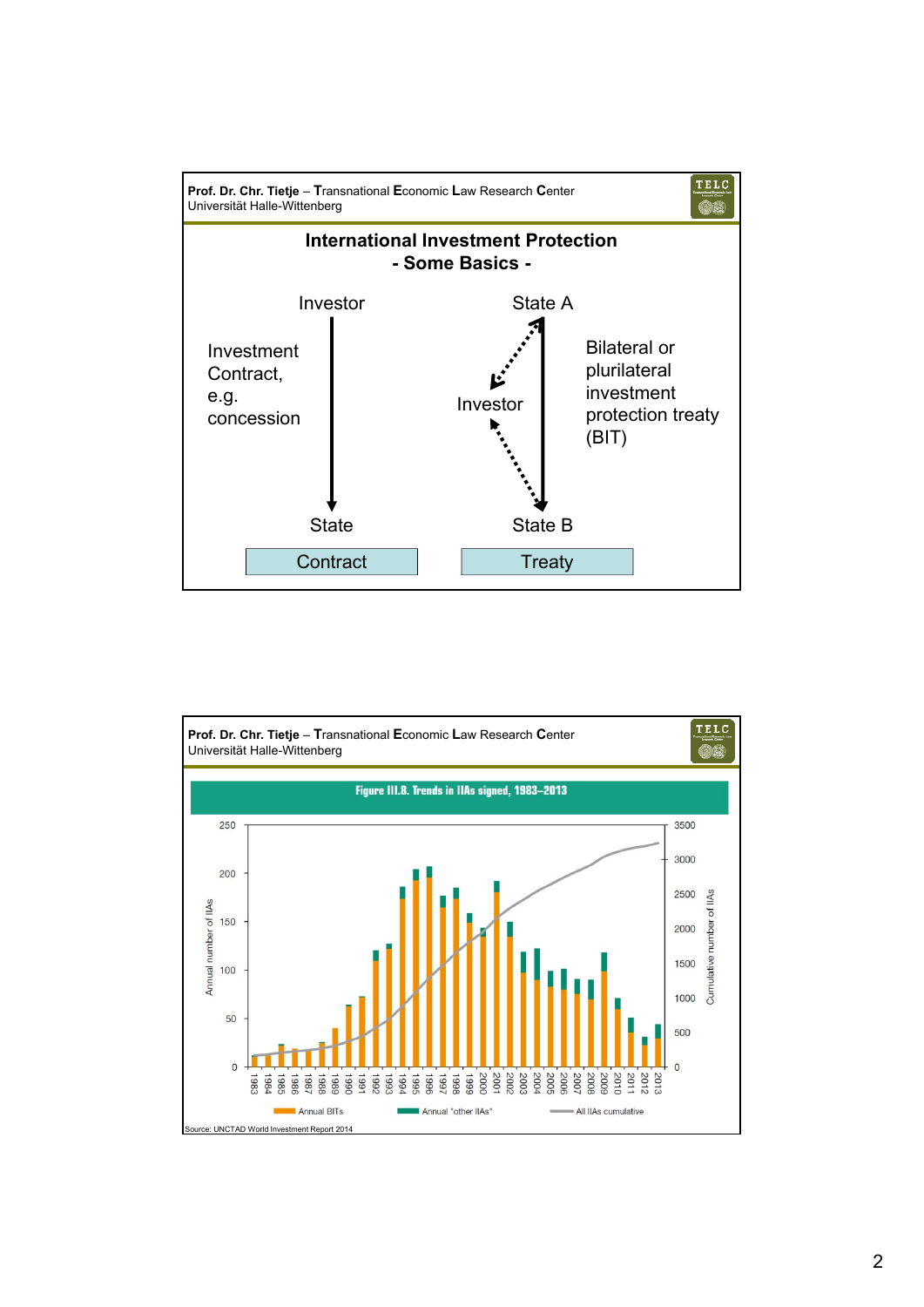Prof. Dr. Chr. Tietje – Transnational Economic Law Research Center
Universität Halle-Wittenberg

## International Investment Protection
## - Some Basics -

Investor

Investment Contract, e.g. concession

State

Contract

State A

Investor

Bilateral or plurilateral investment protection treaty (BIT)

State B

Treaty

---

Prof. Dr. Chr. Tietje – Transnational Economic Law Research Center
Universität Halle-Wittenberg

**Figure III.8. Trends in IIAs signed, 1983–2013**

Annual number of IIAs

0
50
100
150
200
250

Cumulative number of IIAs

0
500
1000
1500
2000
2500
3000
3500

1983 1984 1985 1986 1987 1988 1989 1990 1991 1992 1993 1994 1995 1996 1997 1998 1999 2000 2001 2002 2003 2004 2005 2006 2007 2008 2009 2010 2011 2012 2013

Annual BITs
Annual "other IIAs"
All IIAs cumulative

Source: UNCTAD World Investment Report 2014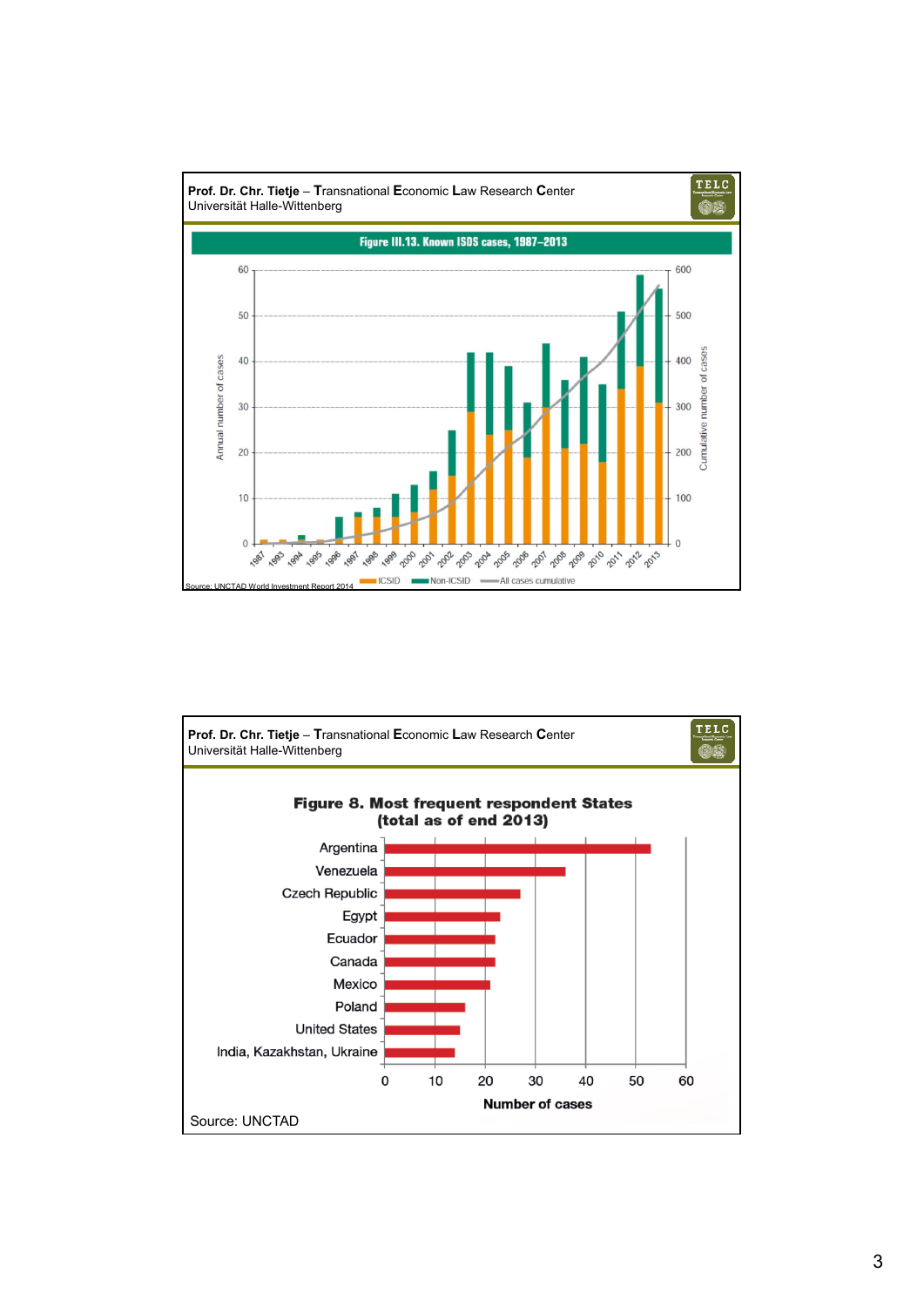Prof. Dr. Chr. Tietje – Transnational Economic Law Research Center
Universität Halle-Wittenberg

**Figure III.13. Known ISDS cases, 1987–2013**

Annual number of cases

60
50
40
30
20
10
0

Cumulative number of cases

600
500
400
300
200
100
0

1987 1993 1994 1995 1996 1997 1998 1999 2000 2001 2002 2003 2004 2005 2006 2007 2008 2009 2010 2011 2012 2013

ICSID
Non-ICSID
All cases cumulative

Source: UNCTAD World Investment Report 2014

Prof. Dr. Chr. Tietje – Transnational Economic Law Research Center
Universität Halle-Wittenberg

**Figure 8. Most frequent respondent States (total as of end 2013)**

Argentina
Venezuela
Czech Republic
Egypt
Ecuador
Canada
Mexico
Poland
United States
India, Kazakhstan, Ukraine

0 10 20 30 40 50 60

Number of cases

Source: UNCTAD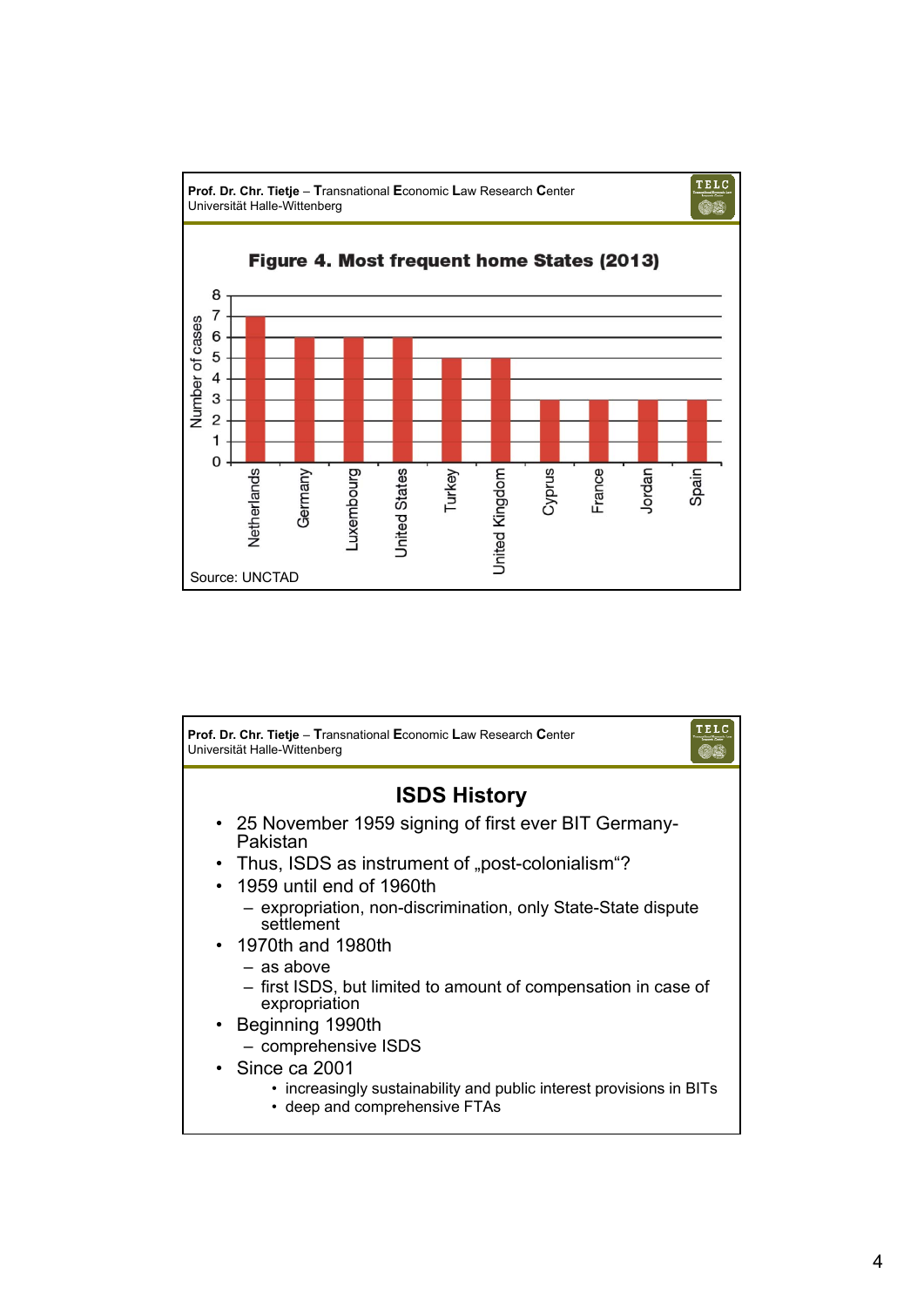## Figure 4. Most frequent home States (2013)

Number of cases

8
7
6
5
4
3
2
1
0

Netherlands
Germany
Luxembourg
United States
Turkey
United Kingdom
Cyprus
France
Jordan
Spain

Source: UNCTAD

## ISDS History

- 25 November 1959 signing of first ever BIT Germany-Pakistan
- Thus, ISDS as instrument of „post-colonialism"?
- 1959 until end of 1960th
  - expropriation, non-discrimination, only State-State dispute settlement
- 1970th and 1980th
  - as above
  - first ISDS, but limited to amount of compensation in case of expropriation
- Beginning 1990th
  - comprehensive ISDS
- Since ca 2001
  - increasingly sustainability and public interest provisions in BITs
  - deep and comprehensive FTAs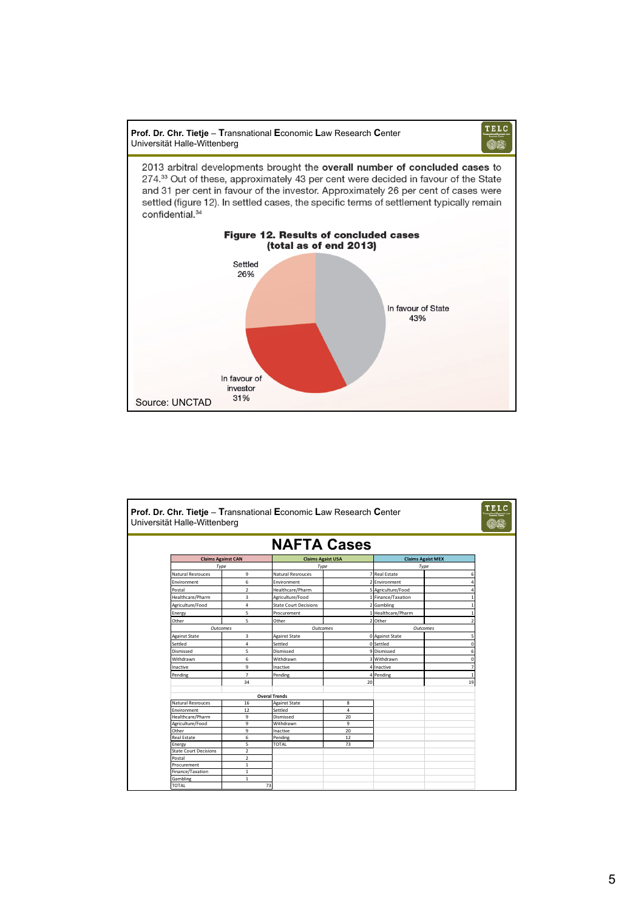2013 arbitral developments brought the **overall number of concluded cases** to 274.[33] Out of these, approximately 43 per cent were decided in favour of the State and 31 per cent in favour of the investor. Approximately 26 per cent of cases were settled (figure 12). In settled cases, the specific terms of settlement typically remain confidential.[34]

**Figure 12. Results of concluded cases (total as of end 2013)**

Settled 26%

In favour of State 43%

In favour of investor 31%

Source: UNCTAD

# NAFTA Cases

| Claims Against CAN | | Claims Agaist USA | | Claims Agaist MEX | |
|---|---|---|---|---|---|
| *Type* | | *Type* | | *Type* | |
| Natural Resrouces | 9 | Natural Resrouces | 7 | Real Estate | 6 |
| Environment | 6 | Environment | 2 | Environment | 4 |
| Postal | 2 | Healthcare/Pharm | 5 | Agriculture/Food | 4 |
| Healthcare/Pharm | 3 | Agriculture/Food | 1 | Finance/Taxation | 1 |
| Agriculture/Food | 4 | State Court Decisions | 2 | Gambling | 1 |
| Energy | 5 | Procurement | 1 | Healthcare/Pharm | 1 |
| Other | 5 | Other | 2 | Other | 2 |
| *Outcomes* | | *Outcomes* | | *Outcomes* | |
| Against State | 3 | Against State | 0 | Against State | 5 |
| Settled | 4 | Settled | 0 | Settled | 0 |
| Dismissed | 5 | Dismissed | 9 | Dismissed | 6 |
| Withdrawn | 6 | Withdrawn | 3 | Withdrawn | 0 |
| Inactive | 9 | Inactive | 4 | Inactive | 7 |
| Pending | 7 | Pending | 4 | Pending | 1 |
| | 34 | | 20 | | 19 |

**Overal Trends**

| | | | |
|---|---|---|---|
| Natural Resrouces | 16 | Against State | 8 |
| Environment | 12 | Settled | 4 |
| Healthcare/Pharm | 9 | Dismissed | 20 |
| Agriculture/Food | 9 | Withdrawn | 9 |
| Other | 9 | Inactive | 20 |
| Real Estate | 6 | Pending | 12 |
| Energy | 5 | TOTAL | 73 |
| State Court Decisions | 2 | | |
| Postal | 2 | | |
| Procurement | 1 | | |
| Finance/Taxation | 1 | | |
| Gambling | 1 | | |
| TOTAL | 73 | | |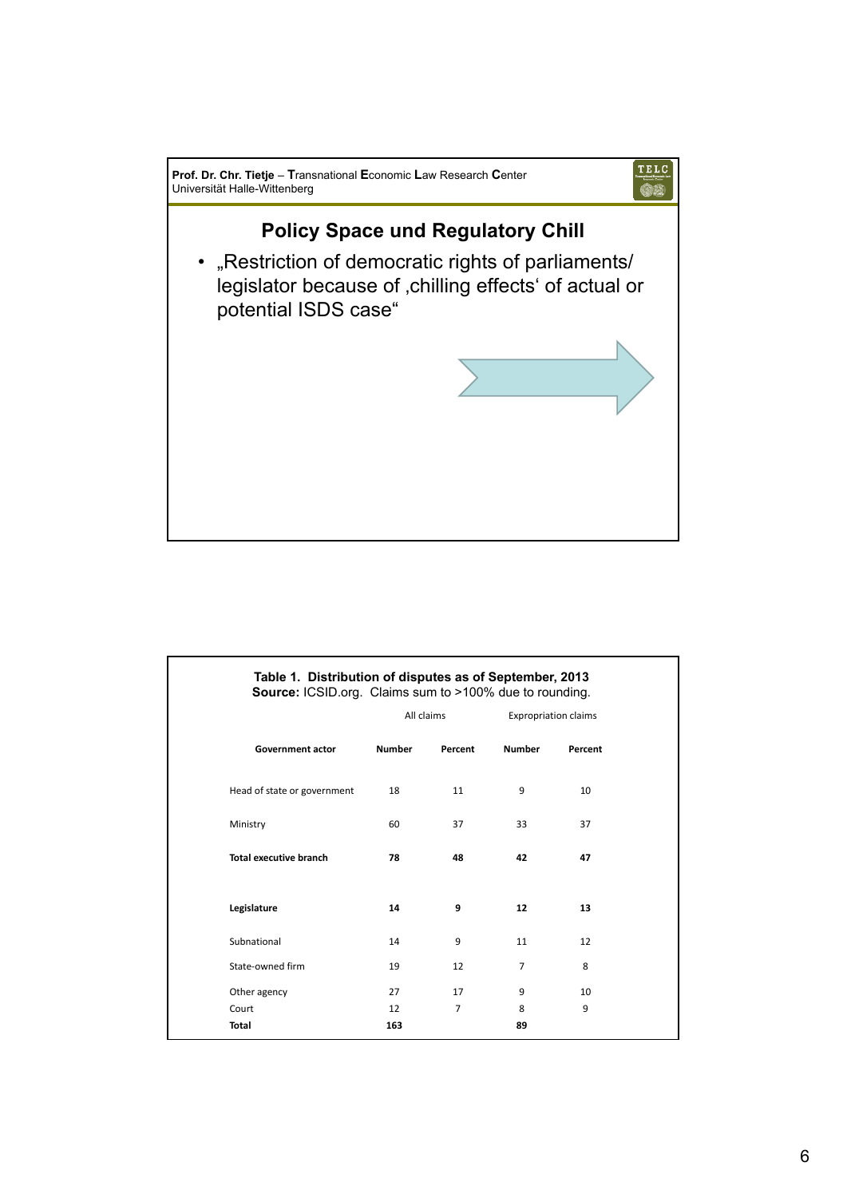Prof. Dr. Chr. Tietje – **T**ransnational **E**conomic **L**aw Research **C**enter
Universität Halle-Wittenberg

## Policy Space und Regulatory Chill

- „Restriction of democratic rights of parliaments/ legislator because of ‚chilling effects' of actual or potential ISDS case"

**Table 1. Distribution of disputes as of September, 2013**
**Source:** ICSID.org. Claims sum to >100% due to rounding.

| | All claims | | Expropriation claims | |
|---|---|---|---|---|
| **Government actor** | **Number** | **Percent** | **Number** | **Percent** |
| Head of state or government | 18 | 11 | 9 | 10 |
| Ministry | 60 | 37 | 33 | 37 |
| **Total executive branch** | **78** | **48** | **42** | **47** |
| **Legislature** | **14** | **9** | **12** | **13** |
| Subnational | 14 | 9 | 11 | 12 |
| State-owned firm | 19 | 12 | 7 | 8 |
| Other agency | 27 | 17 | 9 | 10 |
| Court | 12 | 7 | 8 | 9 |
| **Total** | **163** | | **89** | |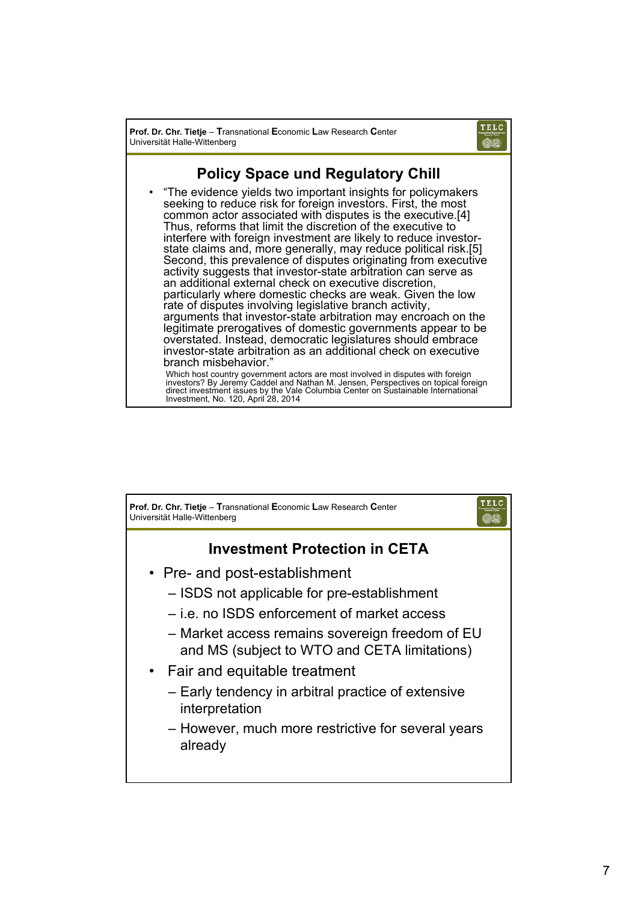## Policy Space und Regulatory Chill

- "The evidence yields two important insights for policymakers seeking to reduce risk for foreign investors. First, the most common actor associated with disputes is the executive.[4] Thus, reforms that limit the discretion of the executive to interfere with foreign investment are likely to reduce investor-state claims and, more generally, may reduce political risk.[5] Second, this prevalence of disputes originating from executive activity suggests that investor-state arbitration can serve as an additional external check on executive discretion, particularly where domestic checks are weak. Given the low rate of disputes involving legislative branch activity, arguments that investor-state arbitration may encroach on the legitimate prerogatives of domestic governments appear to be overstated. Instead, democratic legislatures should embrace investor-state arbitration as an additional check on executive branch misbehavior."

  Which host country government actors are most involved in disputes with foreign investors? By Jeremy Caddel and Nathan M. Jensen, Perspectives on topical foreign direct investment issues by the Vale Columbia Center on Sustainable International Investment, No. 120, April 28, 2014

## Investment Protection in CETA

- Pre- and post-establishment
  - ISDS not applicable for pre-establishment
  - i.e. no ISDS enforcement of market access
  - Market access remains sovereign freedom of EU and MS (subject to WTO and CETA limitations)
- Fair and equitable treatment
  - Early tendency in arbitral practice of extensive interpretation
  - However, much more restrictive for several years already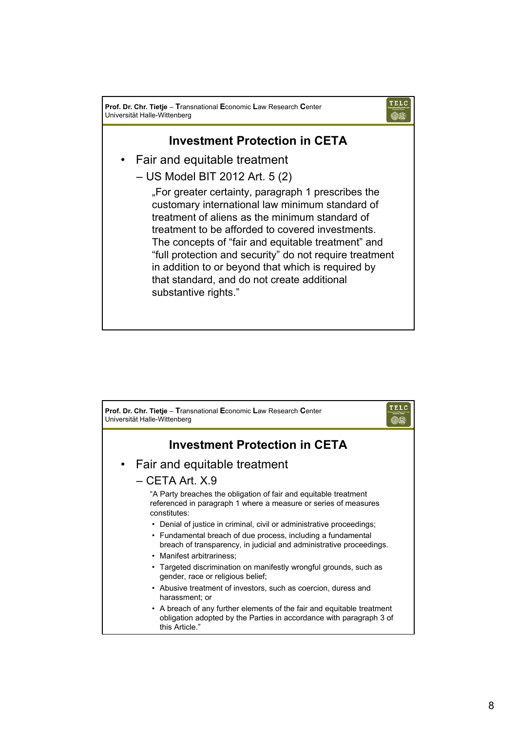## Investment Protection in CETA

- Fair and equitable treatment
  - US Model BIT 2012 Art. 5 (2)

    „For greater certainty, paragraph 1 prescribes the customary international law minimum standard of treatment of aliens as the minimum standard of treatment to be afforded to covered investments. The concepts of "fair and equitable treatment" and "full protection and security" do not require treatment in addition to or beyond that which is required by that standard, and do not create additional substantive rights."

## Investment Protection in CETA

- Fair and equitable treatment
  - CETA Art. X.9

    "A Party breaches the obligation of fair and equitable treatment referenced in paragraph 1 where a measure or series of measures constitutes:

    - Denial of justice in criminal, civil or administrative proceedings;
    - Fundamental breach of due process, including a fundamental breach of transparency, in judicial and administrative proceedings.
    - Manifest arbitrariness;
    - Targeted discrimination on manifestly wrongful grounds, such as gender, race or religious belief;
    - Abusive treatment of investors, such as coercion, duress and harassment; or
    - A breach of any further elements of the fair and equitable treatment obligation adopted by the Parties in accordance with paragraph 3 of this Article."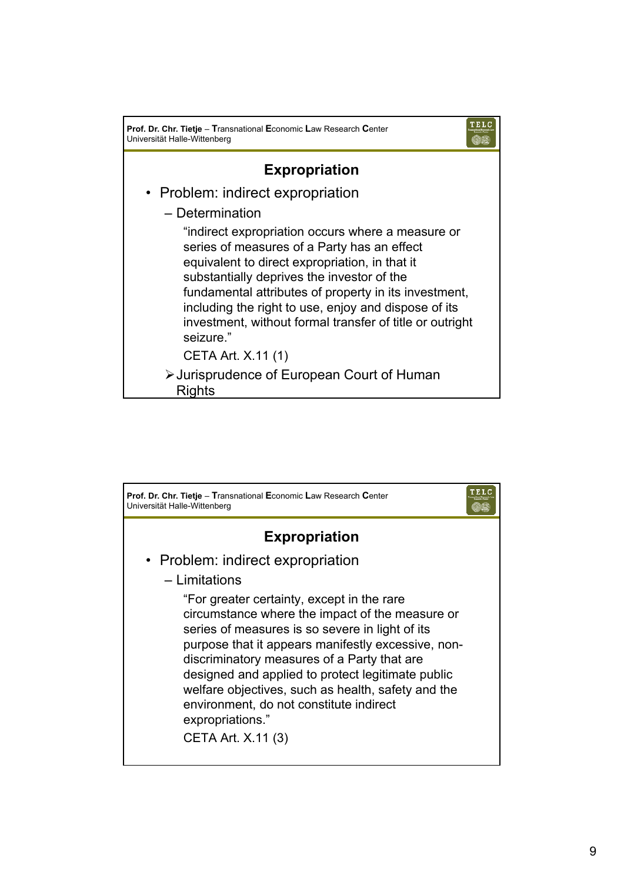## Expropriation

- Problem: indirect expropriation
  - Determination

    "indirect expropriation occurs where a measure or series of measures of a Party has an effect equivalent to direct expropriation, in that it substantially deprives the investor of the fundamental attributes of property in its investment, including the right to use, enjoy and dispose of its investment, without formal transfer of title or outright seizure."

    CETA Art. X.11 (1)

  - ➢ Jurisprudence of European Court of Human Rights

## Expropriation

- Problem: indirect expropriation
  - Limitations

    "For greater certainty, except in the rare circumstance where the impact of the measure or series of measures is so severe in light of its purpose that it appears manifestly excessive, non-discriminatory measures of a Party that are designed and applied to protect legitimate public welfare objectives, such as health, safety and the environment, do not constitute indirect expropriations."

    CETA Art. X.11 (3)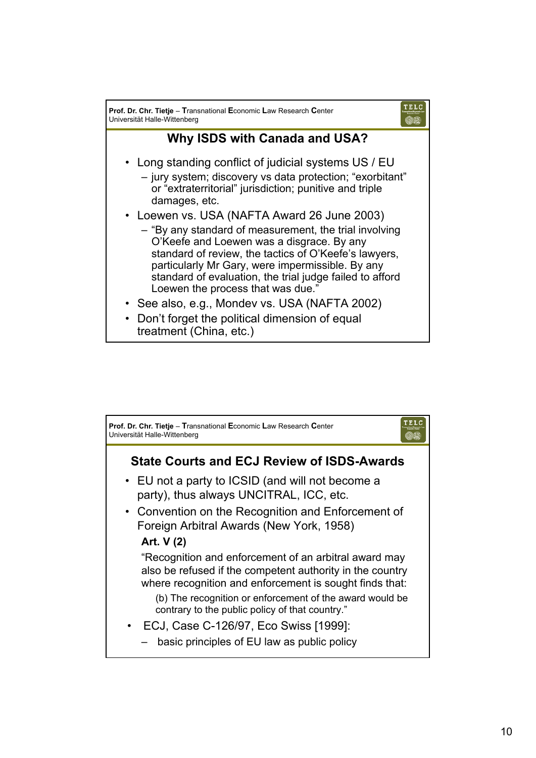## Why ISDS with Canada and USA?

- Long standing conflict of judicial systems US / EU
  - jury system; discovery vs data protection; "exorbitant" or "extraterritorial" jurisdiction; punitive and triple damages, etc.
- Loewen vs. USA (NAFTA Award 26 June 2003)
  - "By any standard of measurement, the trial involving O'Keefe and Loewen was a disgrace. By any standard of review, the tactics of O'Keefe's lawyers, particularly Mr Gary, were impermissible. By any standard of evaluation, the trial judge failed to afford Loewen the process that was due."
- See also, e.g., Mondev vs. USA (NAFTA 2002)
- Don't forget the political dimension of equal treatment (China, etc.)

## State Courts and ECJ Review of ISDS-Awards

- EU not a party to ICSID (and will not become a party), thus always UNCITRAL, ICC, etc.
- Convention on the Recognition and Enforcement of Foreign Arbitral Awards (New York, 1958)

  **Art. V (2)**

  "Recognition and enforcement of an arbitral award may also be refused if the competent authority in the country where recognition and enforcement is sought finds that:

  (b) The recognition or enforcement of the award would be contrary to the public policy of that country."
- ECJ, Case C-126/97, Eco Swiss [1999]:
  - basic principles of EU law as public policy